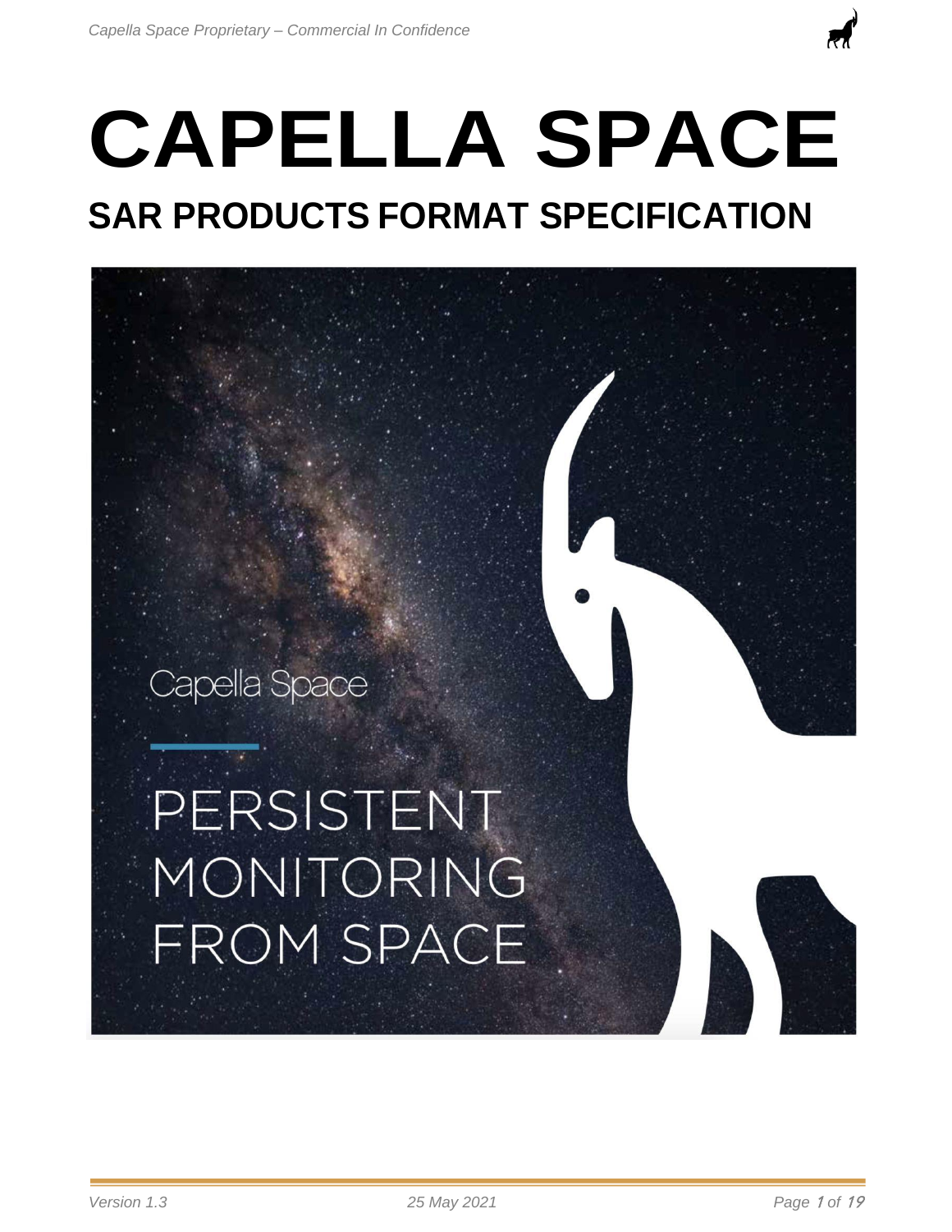# CAPELLA SPACE

## SAR PRODUCTS FORMAT SPECIFICATION

Capella Space

PERSISTENT MONITORING FROM SPACE

Version 1.3

25 May 2021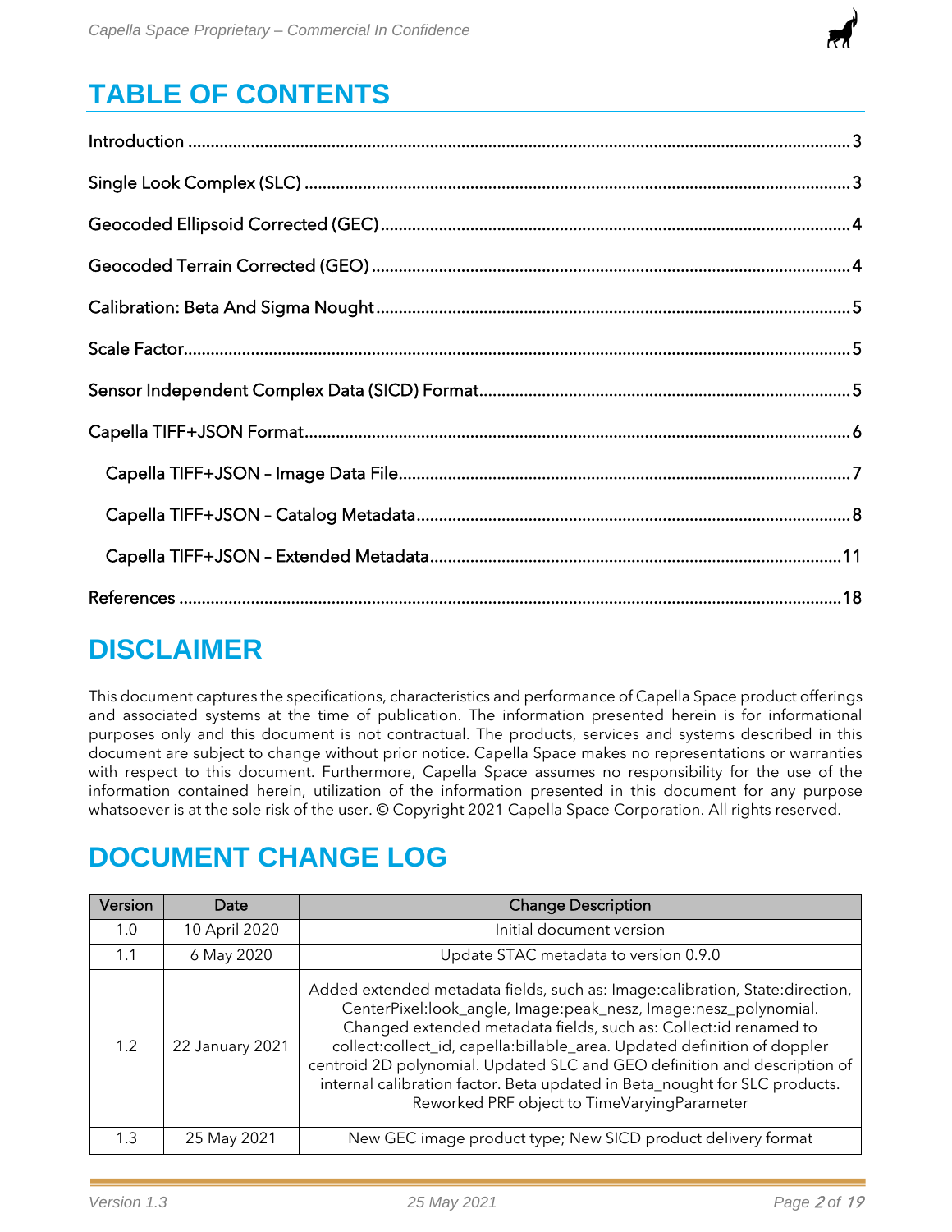# TABLE OF CONTENTS

Introduction ........................................................................ 3

Single Look Complex (SLC) ........................................................................ 3

Geocoded Ellipsoid Corrected (GEC) ........................................................................ 4

Geocoded Terrain Corrected (GEO) ........................................................................ 4

Calibration: Beta And Sigma Nought ........................................................................ 5

Scale Factor ........................................................................ 5

Sensor Independent Complex Data (SICD) Format ........................................................................ 5

Capella TIFF+JSON Format ........................................................................ 6

- Capella TIFF+JSON – Image Data File ........................................................................ 7
- Capella TIFF+JSON – Catalog Metadata ........................................................................ 8
- Capella TIFF+JSON – Extended Metadata ........................................................................ 11

References ........................................................................ 18

# DISCLAIMER

This document captures the specifications, characteristics and performance of Capella Space product offerings and associated systems at the time of publication. The information presented herein is for informational purposes only and this document is not contractual. The products, services and systems described in this document are subject to change without prior notice. Capella Space makes no representations or warranties with respect to this document. Furthermore, Capella Space assumes no responsibility for the use of the information contained herein, utilization of the information presented in this document for any purpose whatsoever is at the sole risk of the user. © Copyright 2021 Capella Space Corporation. All rights reserved.

# DOCUMENT CHANGE LOG

| Version | Date | Change Description |
|---|---|---|
| 1.0 | 10 April 2020 | Initial document version |
| 1.1 | 6 May 2020 | Update STAC metadata to version 0.9.0 |
| 1.2 | 22 January 2021 | Added extended metadata fields, such as: Image:calibration, State:direction, CenterPixel:look_angle, Image:peak_nesz, Image:nesz_polynomial. Changed extended metadata fields, such as: Collect:id renamed to collect:collect_id, capella:billable_area. Updated definition of doppler centroid 2D polynomial. Updated SLC and GEO definition and description of internal calibration factor. Beta updated in Beta_nought for SLC products. Reworked PRF object to TimeVaryingParameter |
| 1.3 | 25 May 2021 | New GEC image product type; New SICD product delivery format |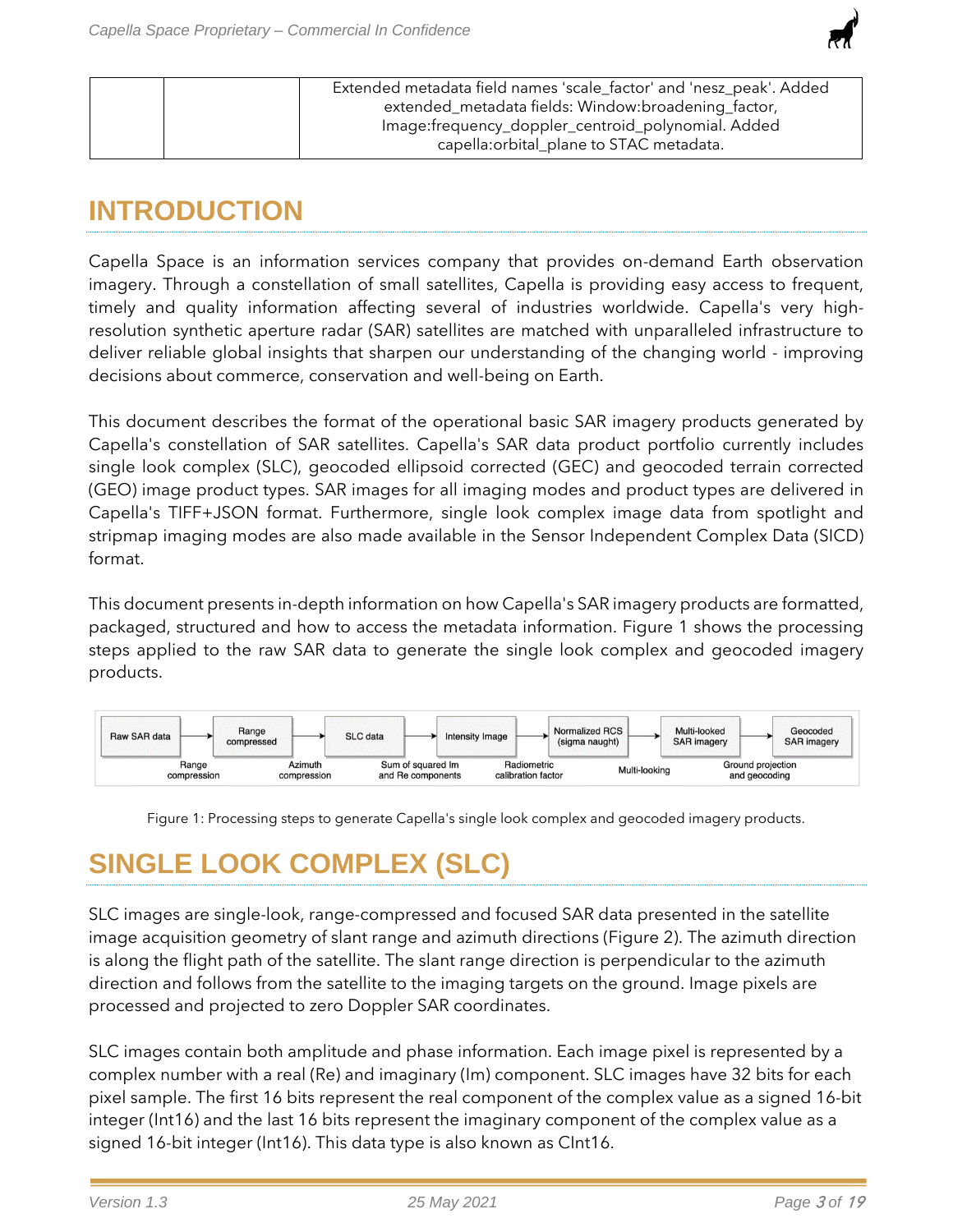| | | Extended metadata field names 'scale_factor' and 'nesz_peak'. Added extended_metadata fields: Window:broadening_factor, Image:frequency_doppler_centroid_polynomial. Added capella:orbital_plane to STAC metadata. |
|---|---|---|

# INTRODUCTION

Capella Space is an information services company that provides on-demand Earth observation imagery. Through a constellation of small satellites, Capella is providing easy access to frequent, timely and quality information affecting several of industries worldwide. Capella's very high-resolution synthetic aperture radar (SAR) satellites are matched with unparalleled infrastructure to deliver reliable global insights that sharpen our understanding of the changing world - improving decisions about commerce, conservation and well-being on Earth.

This document describes the format of the operational basic SAR imagery products generated by Capella's constellation of SAR satellites. Capella's SAR data product portfolio currently includes single look complex (SLC), geocoded ellipsoid corrected (GEC) and geocoded terrain corrected (GEO) image product types. SAR images for all imaging modes and product types are delivered in Capella's TIFF+JSON format. Furthermore, single look complex image data from spotlight and stripmap imaging modes are also made available in the Sensor Independent Complex Data (SICD) format.

This document presents in-depth information on how Capella's SAR imagery products are formatted, packaged, structured and how to access the metadata information. Figure 1 shows the processing steps applied to the raw SAR data to generate the single look complex and geocoded imagery products.

Raw SAR data → (Range compression) → Range compressed → (Azimuth compression) → SLC data → (Sum of squared Im and Re components) → Intensity Image → (Radiometric calibration factor) → Normalized RCS (sigma naught) → (Multi-looking) → Multi-looked SAR imagery → (Ground projection and geocoding) → Geocoded SAR imagery

Figure 1: Processing steps to generate Capella's single look complex and geocoded imagery products.

# SINGLE LOOK COMPLEX (SLC)

SLC images are single-look, range-compressed and focused SAR data presented in the satellite image acquisition geometry of slant range and azimuth directions (Figure 2). The azimuth direction is along the flight path of the satellite. The slant range direction is perpendicular to the azimuth direction and follows from the satellite to the imaging targets on the ground. Image pixels are processed and projected to zero Doppler SAR coordinates.

SLC images contain both amplitude and phase information. Each image pixel is represented by a complex number with a real (Re) and imaginary (Im) component. SLC images have 32 bits for each pixel sample. The first 16 bits represent the real component of the complex value as a signed 16-bit integer (Int16) and the last 16 bits represent the imaginary component of the complex value as a signed 16-bit integer (Int16). This data type is also known as CInt16.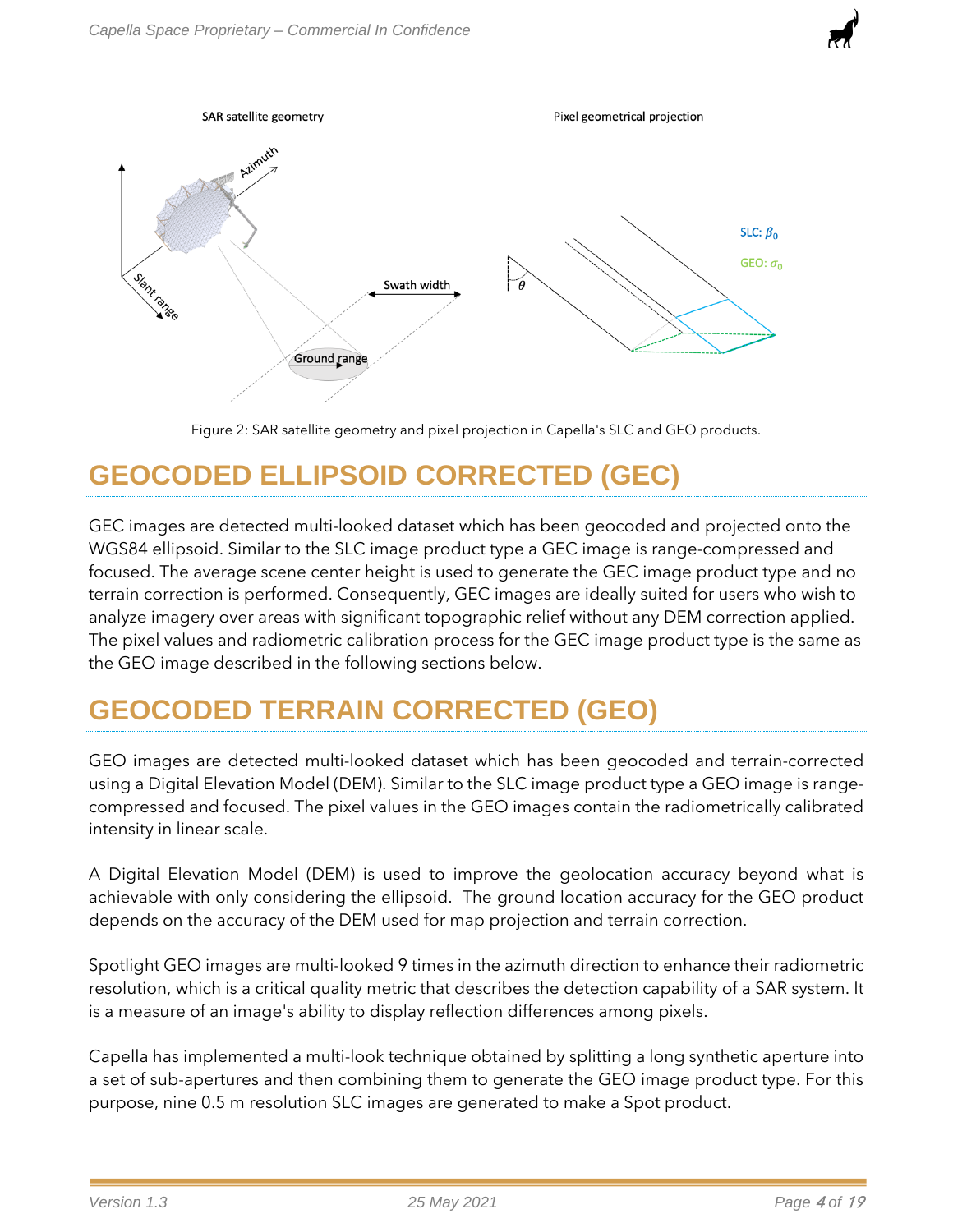Figure 2: SAR satellite geometry and pixel projection in Capella's SLC and GEO products.

# GEOCODED ELLIPSOID CORRECTED (GEC)

GEC images are detected multi-looked dataset which has been geocoded and projected onto the WGS84 ellipsoid. Similar to the SLC image product type a GEC image is range-compressed and focused. The average scene center height is used to generate the GEC image product type and no terrain correction is performed. Consequently, GEC images are ideally suited for users who wish to analyze imagery over areas with significant topographic relief without any DEM correction applied. The pixel values and radiometric calibration process for the GEC image product type is the same as the GEO image described in the following sections below.

# GEOCODED TERRAIN CORRECTED (GEO)

GEO images are detected multi-looked dataset which has been geocoded and terrain-corrected using a Digital Elevation Model (DEM). Similar to the SLC image product type a GEO image is range-compressed and focused. The pixel values in the GEO images contain the radiometrically calibrated intensity in linear scale.

A Digital Elevation Model (DEM) is used to improve the geolocation accuracy beyond what is achievable with only considering the ellipsoid. The ground location accuracy for the GEO product depends on the accuracy of the DEM used for map projection and terrain correction.

Spotlight GEO images are multi-looked 9 times in the azimuth direction to enhance their radiometric resolution, which is a critical quality metric that describes the detection capability of a SAR system. It is a measure of an image's ability to display reflection differences among pixels.

Capella has implemented a multi-look technique obtained by splitting a long synthetic aperture into a set of sub-apertures and then combining them to generate the GEO image product type. For this purpose, nine 0.5 m resolution SLC images are generated to make a Spot product.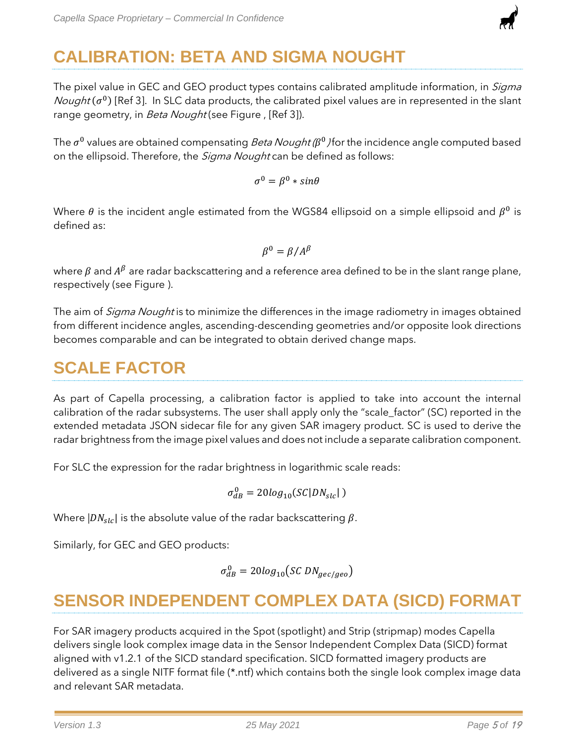# CALIBRATION: BETA AND SIGMA NOUGHT

The pixel value in GEC and GEO product types contains calibrated amplitude information, in *Sigma Nought* ($\sigma^0$) [Ref 3]. In SLC data products, the calibrated pixel values are in represented in the slant range geometry, in *Beta Nought* (see Figure , [Ref 3]).

The $\sigma^0$ values are obtained compensating *Beta Nought* ($\beta^0$) for the incidence angle computed based on the ellipsoid. Therefore, the *Sigma Nought* can be defined as follows:

$$\sigma^0 = \beta^0 * sin\theta$$

Where $\theta$ is the incident angle estimated from the WGS84 ellipsoid on a simple ellipsoid and $\beta^0$ is defined as:

$$\beta^0 = \beta / A^\beta$$

where $\beta$ and $A^\beta$ are radar backscattering and a reference area defined to be in the slant range plane, respectively (see Figure ).

The aim of *Sigma Nought* is to minimize the differences in the image radiometry in images obtained from different incidence angles, ascending-descending geometries and/or opposite look directions becomes comparable and can be integrated to obtain derived change maps.

# SCALE FACTOR

As part of Capella processing, a calibration factor is applied to take into account the internal calibration of the radar subsystems. The user shall apply only the "scale_factor" (SC) reported in the extended metadata JSON sidecar file for any given SAR imagery product. SC is used to derive the radar brightness from the image pixel values and does not include a separate calibration component.

For SLC the expression for the radar brightness in logarithmic scale reads:

$$\sigma^0_{dB} = 20log_{10}(SC|DN_{slc}|)$$

Where $|DN_{slc}|$ is the absolute value of the radar backscattering $\beta$.

Similarly, for GEC and GEO products:

$$\sigma^0_{dB} = 20log_{10}(SC\ DN_{gec/geo})$$

# SENSOR INDEPENDENT COMPLEX DATA (SICD) FORMAT

For SAR imagery products acquired in the Spot (spotlight) and Strip (stripmap) modes Capella delivers single look complex image data in the Sensor Independent Complex Data (SICD) format aligned with v1.2.1 of the SICD standard specification. SICD formatted imagery products are delivered as a single NITF format file (*.ntf) which contains both the single look complex image data and relevant SAR metadata.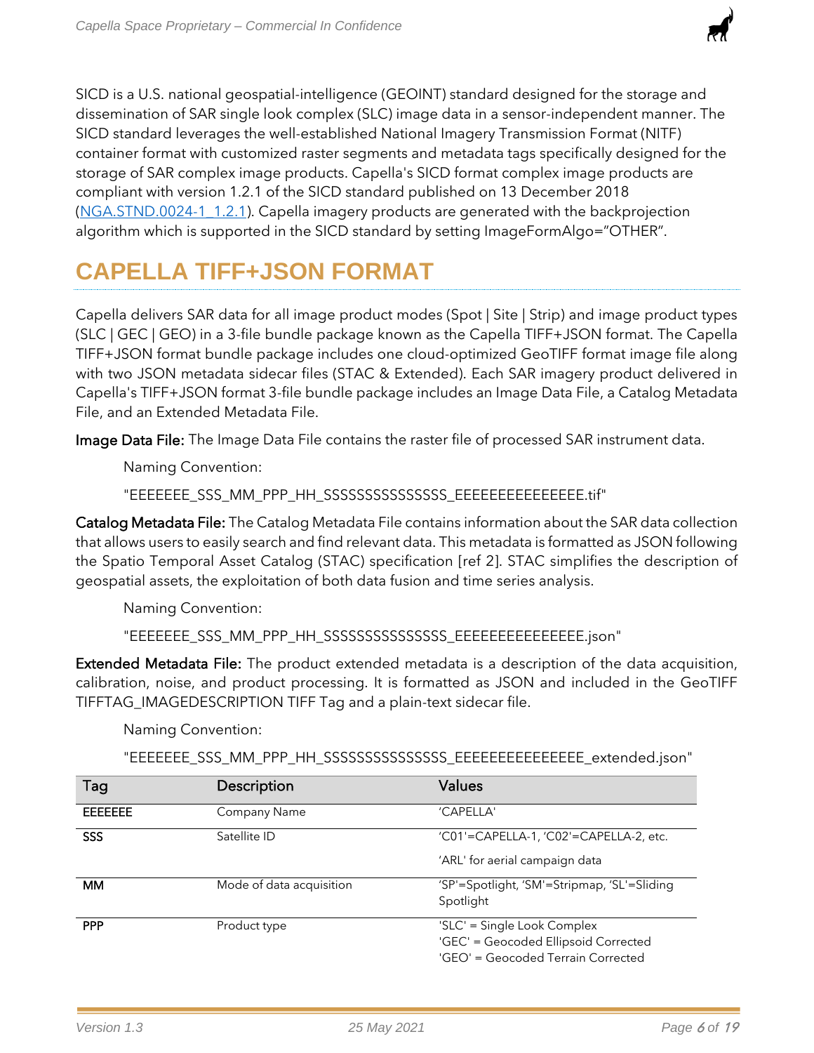SICD is a U.S. national geospatial-intelligence (GEOINT) standard designed for the storage and dissemination of SAR single look complex (SLC) image data in a sensor-independent manner. The SICD standard leverages the well-established National Imagery Transmission Format (NITF) container format with customized raster segments and metadata tags specifically designed for the storage of SAR complex image products. Capella's SICD format complex image products are compliant with version 1.2.1 of the SICD standard published on 13 December 2018 (NGA.STND.0024-1_1.2.1). Capella imagery products are generated with the backprojection algorithm which is supported in the SICD standard by setting ImageFormAlgo="OTHER".

# CAPELLA TIFF+JSON FORMAT

Capella delivers SAR data for all image product modes (Spot | Site | Strip) and image product types (SLC | GEC | GEO) in a 3-file bundle package known as the Capella TIFF+JSON format. The Capella TIFF+JSON format bundle package includes one cloud-optimized GeoTIFF format image file along with two JSON metadata sidecar files (STAC & Extended). Each SAR imagery product delivered in Capella's TIFF+JSON format 3-file bundle package includes an Image Data File, a Catalog Metadata File, and an Extended Metadata File.

**Image Data File:** The Image Data File contains the raster file of processed SAR instrument data.

Naming Convention:

"EEEEEEE_SSS_MM_PPP_HH_SSSSSSSSSSSSSSS_EEEEEEEEEEEEEEE.tif"

**Catalog Metadata File:** The Catalog Metadata File contains information about the SAR data collection that allows users to easily search and find relevant data. This metadata is formatted as JSON following the Spatio Temporal Asset Catalog (STAC) specification [ref 2]. STAC simplifies the description of geospatial assets, the exploitation of both data fusion and time series analysis.

Naming Convention:

"EEEEEEE_SSS_MM_PPP_HH_SSSSSSSSSSSSSSS_EEEEEEEEEEEEEEE.json"

**Extended Metadata File:** The product extended metadata is a description of the data acquisition, calibration, noise, and product processing. It is formatted as JSON and included in the GeoTIFF TIFFTAG_IMAGEDESCRIPTION TIFF Tag and a plain-text sidecar file.

Naming Convention:

"EEEEEEE_SSS_MM_PPP_HH_SSSSSSSSSSSSSSS_EEEEEEEEEEEEEEE_extended.json"

| Tag | Description | Values |
|---|---|---|
| **EEEEEEE** | Company Name | 'CAPELLA' |
| **SSS** | Satellite ID | 'C01'=CAPELLA-1, 'C02'=CAPELLA-2, etc.<br>'ARL' for aerial campaign data |
| **MM** | Mode of data acquisition | 'SP'=Spotlight, 'SM'=Stripmap, 'SL'=Sliding Spotlight |
| **PPP** | Product type | 'SLC' = Single Look Complex<br>'GEC' = Geocoded Ellipsoid Corrected<br>'GEO' = Geocoded Terrain Corrected |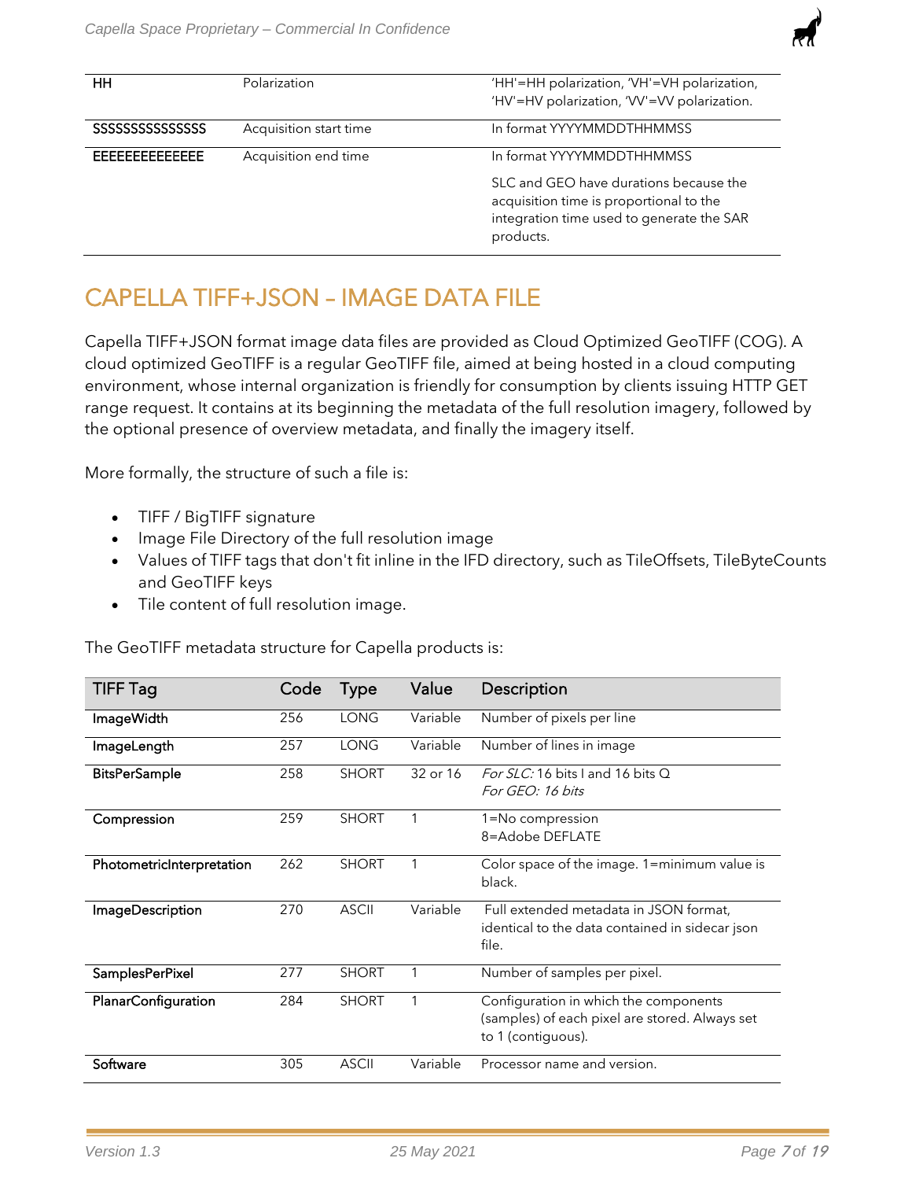| | | |
|---|---|---|
| **HH** | Polarization | 'HH'=HH polarization, 'VH'=VH polarization, 'HV'=HV polarization, 'VV'=VV polarization. |
| **SSSSSSSSSSSSSS** | Acquisition start time | In format YYYYMMDDTHHMMSS |
| **EEEEEEEEEEEEE** | Acquisition end time | In format YYYYMMDDTHHMMSS<br><br>SLC and GEO have durations because the acquisition time is proportional to the integration time used to generate the SAR products. |

# CAPELLA TIFF+JSON – IMAGE DATA FILE

Capella TIFF+JSON format image data files are provided as Cloud Optimized GeoTIFF (COG). A cloud optimized GeoTIFF is a regular GeoTIFF file, aimed at being hosted in a cloud computing environment, whose internal organization is friendly for consumption by clients issuing HTTP GET range request. It contains at its beginning the metadata of the full resolution imagery, followed by the optional presence of overview metadata, and finally the imagery itself.

More formally, the structure of such a file is:

- TIFF / BigTIFF signature
- Image File Directory of the full resolution image
- Values of TIFF tags that don't fit inline in the IFD directory, such as TileOffsets, TileByteCounts and GeoTIFF keys
- Tile content of full resolution image.

The GeoTIFF metadata structure for Capella products is:

| TIFF Tag | Code | Type | Value | Description |
|---|---|---|---|---|
| **ImageWidth** | 256 | LONG | Variable | Number of pixels per line |
| **ImageLength** | 257 | LONG | Variable | Number of lines in image |
| **BitsPerSample** | 258 | SHORT | 32 or 16 | *For SLC:* 16 bits I and 16 bits Q<br>*For GEO: 16 bits* |
| **Compression** | 259 | SHORT | 1 | 1=No compression<br>8=Adobe DEFLATE |
| **PhotometricInterpretation** | 262 | SHORT | 1 | Color space of the image. 1=minimum value is black. |
| **ImageDescription** | 270 | ASCII | Variable | Full extended metadata in JSON format, identical to the data contained in sidecar json file. |
| **SamplesPerPixel** | 277 | SHORT | 1 | Number of samples per pixel. |
| **PlanarConfiguration** | 284 | SHORT | 1 | Configuration in which the components (samples) of each pixel are stored. Always set to 1 (contiguous). |
| **Software** | 305 | ASCII | Variable | Processor name and version. |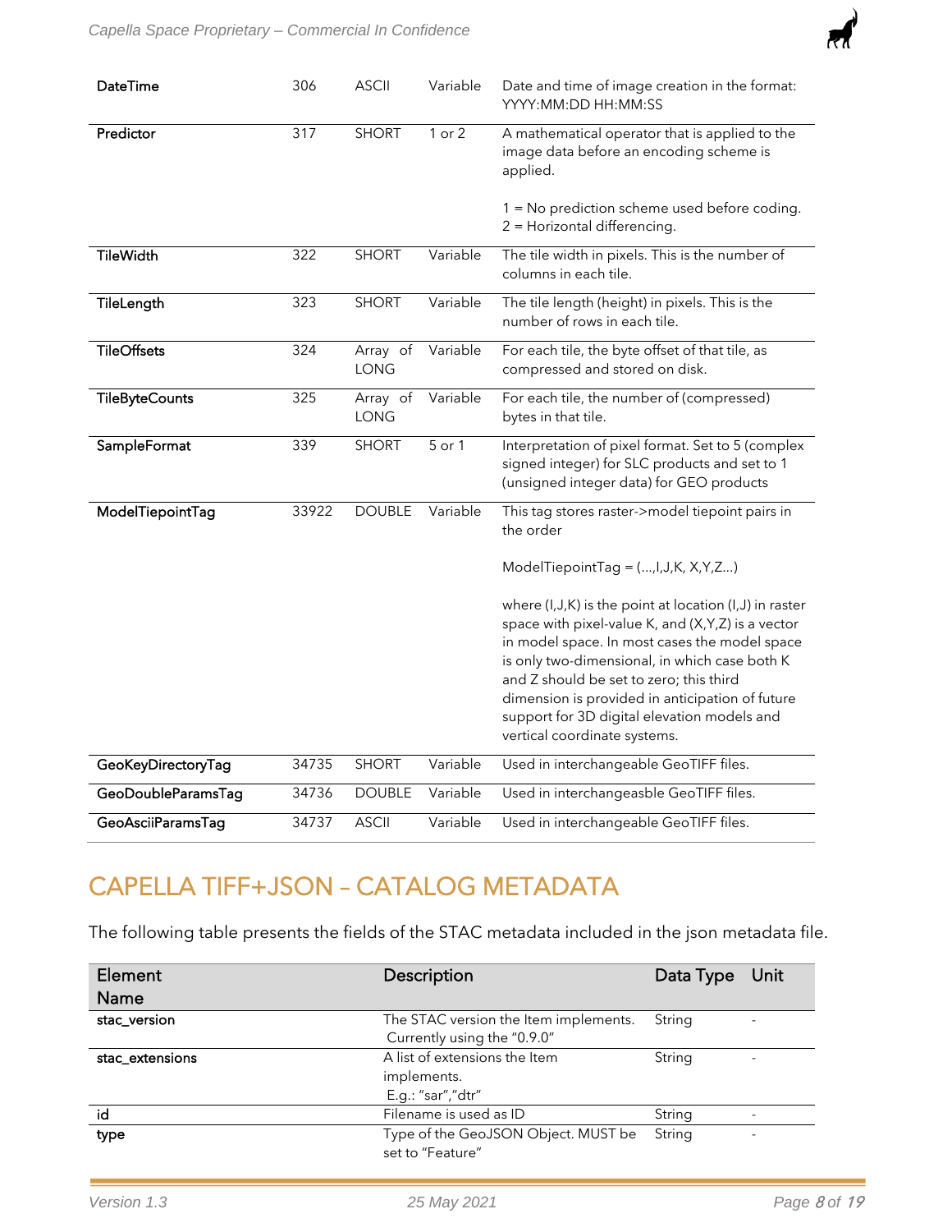| DateTime | 306 | ASCII | Variable | Date and time of image creation in the format: YYYY:MM:DD HH:MM:SS |
|---|---|---|---|---|
| Predictor | 317 | SHORT | 1 or 2 | A mathematical operator that is applied to the image data before an encoding scheme is applied.<br><br>1 = No prediction scheme used before coding.<br>2 = Horizontal differencing. |
| TileWidth | 322 | SHORT | Variable | The tile width in pixels. This is the number of columns in each tile. |
| TileLength | 323 | SHORT | Variable | The tile length (height) in pixels. This is the number of rows in each tile. |
| TileOffsets | 324 | Array of LONG | Variable | For each tile, the byte offset of that tile, as compressed and stored on disk. |
| TileByteCounts | 325 | Array of LONG | Variable | For each tile, the number of (compressed) bytes in that tile. |
| SampleFormat | 339 | SHORT | 5 or 1 | Interpretation of pixel format. Set to 5 (complex signed integer) for SLC products and set to 1 (unsigned integer data) for GEO products |
| ModelTiepointTag | 33922 | DOUBLE | Variable | This tag stores raster->model tiepoint pairs in the order<br><br>ModelTiepointTag = (...,I,J,K, X,Y,Z...)<br><br>where (I,J,K) is the point at location (I,J) in raster space with pixel-value K, and (X,Y,Z) is a vector in model space. In most cases the model space is only two-dimensional, in which case both K and Z should be set to zero; this third dimension is provided in anticipation of future support for 3D digital elevation models and vertical coordinate systems. |
| GeoKeyDirectoryTag | 34735 | SHORT | Variable | Used in interchangeable GeoTIFF files. |
| GeoDoubleParamsTag | 34736 | DOUBLE | Variable | Used in interchangeasble GeoTIFF files. |
| GeoAsciiParamsTag | 34737 | ASCII | Variable | Used in interchangeable GeoTIFF files. |

# CAPELLA TIFF+JSON – CATALOG METADATA

The following table presents the fields of the STAC metadata included in the json metadata file.

| Element Name | Description | Data Type | Unit |
|---|---|---|---|
| stac_version | The STAC version the Item implements. Currently using the "0.9.0" | String | - |
| stac_extensions | A list of extensions the Item implements.<br>E.g.: "sar","dtr" | String | - |
| id | Filename is used as ID | String | - |
| type | Type of the GeoJSON Object. MUST be set to "Feature" | String | - |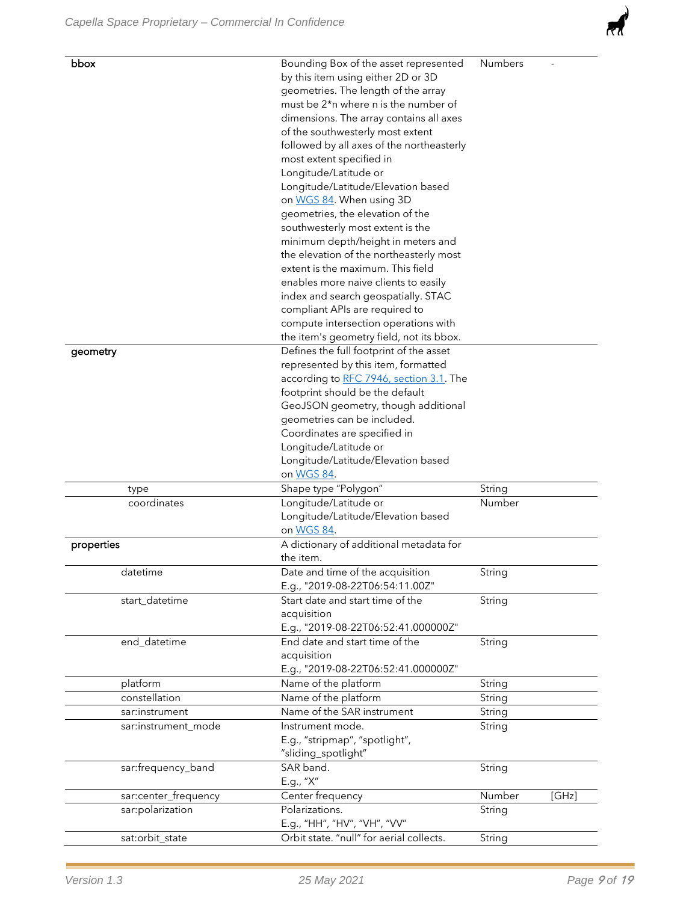| | | | |
|---|---|---|---|
| **bbox** | Bounding Box of the asset represented by this item using either 2D or 3D geometries. The length of the array must be 2*n where n is the number of dimensions. The array contains all axes of the southwesterly most extent followed by all axes of the northeasterly most extent specified in Longitude/Latitude or Longitude/Latitude/Elevation based on WGS 84. When using 3D geometries, the elevation of the southwesterly most extent is the minimum depth/height in meters and the elevation of the northeasterly most extent is the maximum. This field enables more naive clients to easily index and search geospatially. STAC compliant APIs are required to compute intersection operations with the item's geometry field, not its bbox. | Numbers | - |
| **geometry** | Defines the full footprint of the asset represented by this item, formatted according to RFC 7946, section 3.1. The footprint should be the default GeoJSON geometry, though additional geometries can be included. Coordinates are specified in Longitude/Latitude or Longitude/Latitude/Elevation based on WGS 84. | | |
| type | Shape type "Polygon" | String | |
| coordinates | Longitude/Latitude or Longitude/Latitude/Elevation based on WGS 84. | Number | |
| **properties** | A dictionary of additional metadata for the item. | | |
| datetime | Date and time of the acquisition E.g., "2019-08-22T06:54:11.00Z" | String | |
| start_datetime | Start date and start time of the acquisition E.g., "2019-08-22T06:52:41.000000Z" | String | |
| end_datetime | End date and start time of the acquisition E.g., "2019-08-22T06:52:41.000000Z" | String | |
| platform | Name of the platform | String | |
| constellation | Name of the platform | String | |
| sar:instrument | Name of the SAR instrument | String | |
| sar:instrument_mode | Instrument mode. E.g., "stripmap", "spotlight", "sliding_spotlight" | String | |
| sar:frequency_band | SAR band. E.g., "X" | String | |
| sar:center_frequency | Center frequency | Number | [GHz] |
| sar:polarization | Polarizations. E.g., "HH", "HV", "VH", "VV" | String | |
| sat:orbit_state | Orbit state. "null" for aerial collects. | String | |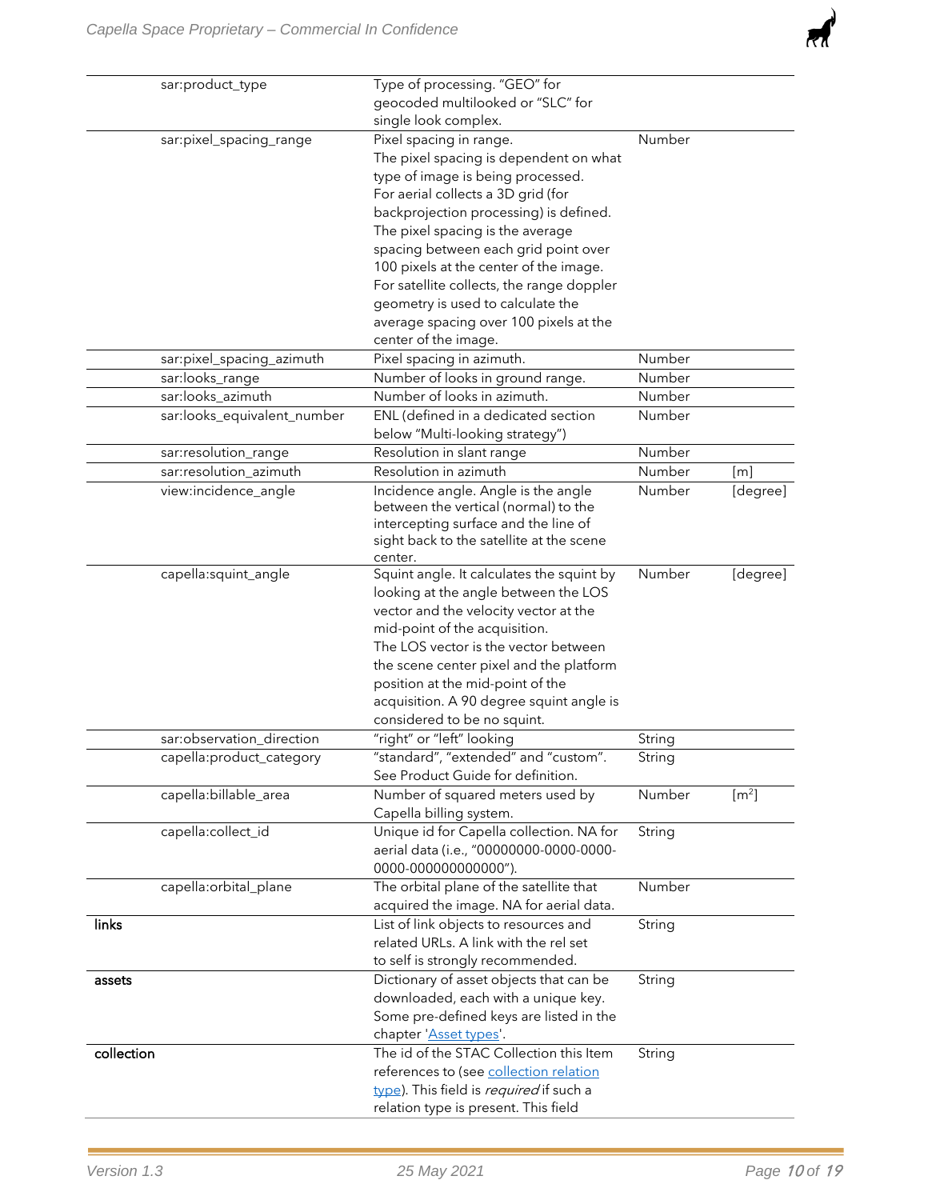| | | | | |
|---|---|---|---|---|
| | sar:product_type | Type of processing. "GEO" for geocoded multilooked or "SLC" for single look complex. | | |
| | sar:pixel_spacing_range | Pixel spacing in range. The pixel spacing is dependent on what type of image is being processed. For aerial collects a 3D grid (for backprojection processing) is defined. The pixel spacing is the average spacing between each grid point over 100 pixels at the center of the image. For satellite collects, the range doppler geometry is used to calculate the average spacing over 100 pixels at the center of the image. | Number | |
| | sar:pixel_spacing_azimuth | Pixel spacing in azimuth. | Number | |
| | sar:looks_range | Number of looks in ground range. | Number | |
| | sar:looks_azimuth | Number of looks in azimuth. | Number | |
| | sar:looks_equivalent_number | ENL (defined in a dedicated section below "Multi-looking strategy") | Number | |
| | sar:resolution_range | Resolution in slant range | Number | |
| | sar:resolution_azimuth | Resolution in azimuth | Number | [m] |
| | view:incidence_angle | Incidence angle. Angle is the angle between the vertical (normal) to the intercepting surface and the line of sight back to the satellite at the scene center. | Number | [degree] |
| | capella:squint_angle | Squint angle. It calculates the squint by looking at the angle between the LOS vector and the velocity vector at the mid-point of the acquisition. The LOS vector is the vector between the scene center pixel and the platform position at the mid-point of the acquisition. A 90 degree squint angle is considered to be no squint. | Number | [degree] |
| | sar:observation_direction | "right" or "left" looking | String | |
| | capella:product_category | "standard", "extended" and "custom". See Product Guide for definition. | String | |
| | capella:billable_area | Number of squared meters used by Capella billing system. | Number | [$m^2$] |
| | capella:collect_id | Unique id for Capella collection. NA for aerial data (i.e., "00000000-0000-0000-0000-000000000000"). | String | |
| | capella:orbital_plane | The orbital plane of the satellite that acquired the image. NA for aerial data. | Number | |
| **links** | | List of link objects to resources and related URLs. A link with the rel set to self is strongly recommended. | String | |
| **assets** | | Dictionary of asset objects that can be downloaded, each with a unique key. Some pre-defined keys are listed in the chapter 'Asset types'. | String | |
| **collection** | | The id of the STAC Collection this Item references to (see collection relation type). This field is *required* if such a relation type is present. This field | String | |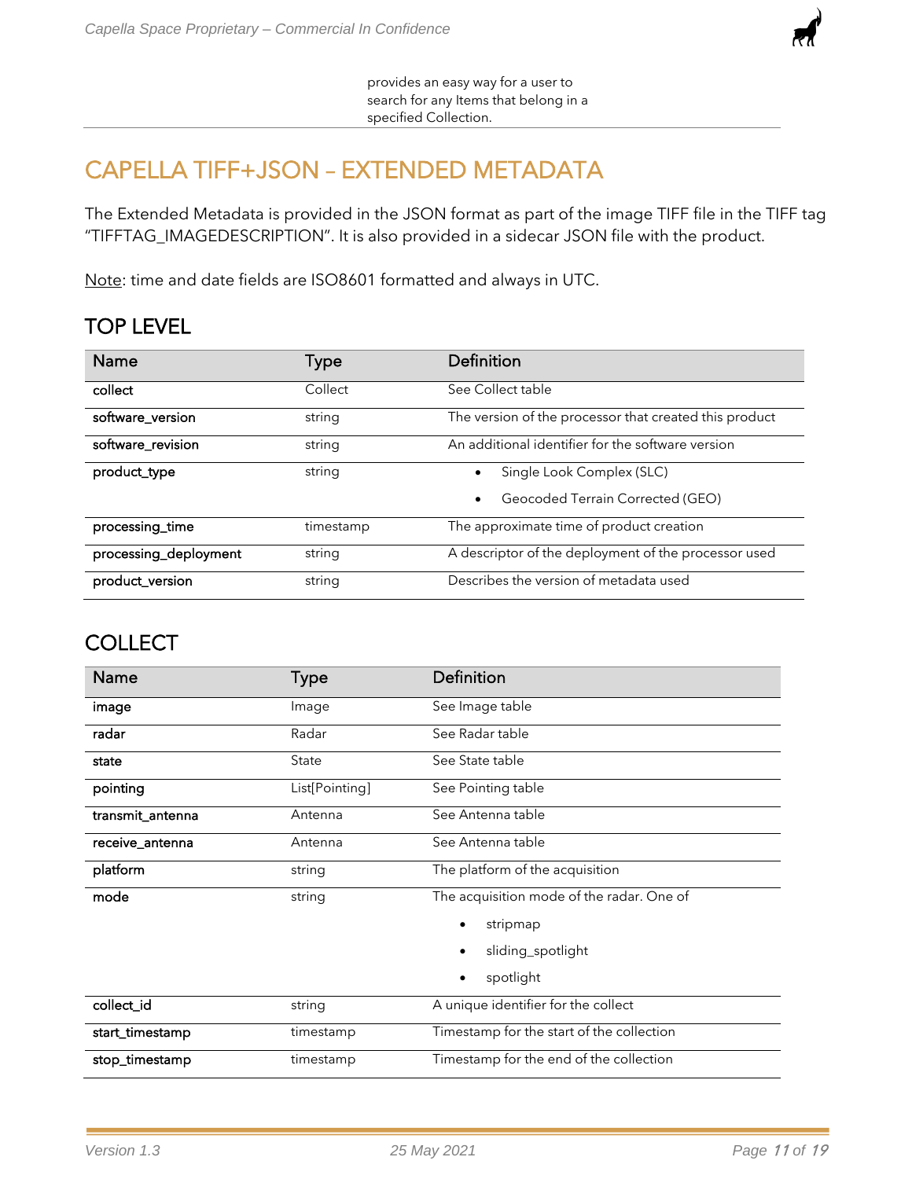provides an easy way for a user to search for any Items that belong in a specified Collection.

# CAPELLA TIFF+JSON – EXTENDED METADATA

The Extended Metadata is provided in the JSON format as part of the image TIFF file in the TIFF tag "TIFFTAG_IMAGEDESCRIPTION". It is also provided in a sidecar JSON file with the product.

Note: time and date fields are ISO8601 formatted and always in UTC.

## TOP LEVEL

| Name | Type | Definition |
|---|---|---|
| **collect** | Collect | See Collect table |
| **software_version** | string | The version of the processor that created this product |
| **software_revision** | string | An additional identifier for the software version |
| **product_type** | string | • Single Look Complex (SLC)<br>• Geocoded Terrain Corrected (GEO) |
| **processing_time** | timestamp | The approximate time of product creation |
| **processing_deployment** | string | A descriptor of the deployment of the processor used |
| **product_version** | string | Describes the version of metadata used |

## COLLECT

| Name | Type | Definition |
|---|---|---|
| **image** | Image | See Image table |
| **radar** | Radar | See Radar table |
| **state** | State | See State table |
| **pointing** | List[Pointing] | See Pointing table |
| **transmit_antenna** | Antenna | See Antenna table |
| **receive_antenna** | Antenna | See Antenna table |
| **platform** | string | The platform of the acquisition |
| **mode** | string | The acquisition mode of the radar. One of<br>• stripmap<br>• sliding_spotlight<br>• spotlight |
| **collect_id** | string | A unique identifier for the collect |
| **start_timestamp** | timestamp | Timestamp for the start of the collection |
| **stop_timestamp** | timestamp | Timestamp for the end of the collection |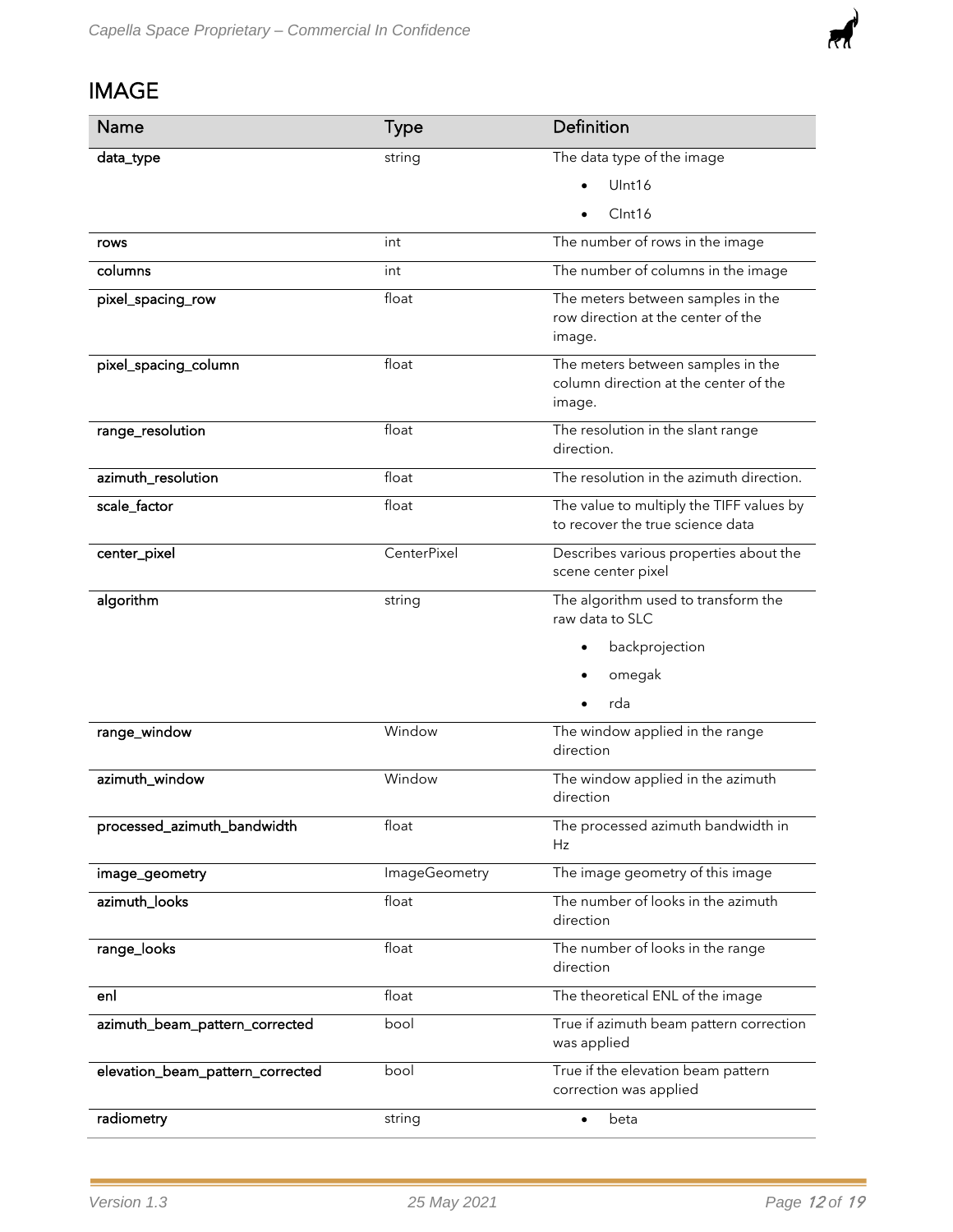## IMAGE

| Name | Type | Definition |
|---|---|---|
| data_type | string | The data type of the image<br>• UInt16<br>• CInt16 |
| rows | int | The number of rows in the image |
| columns | int | The number of columns in the image |
| pixel_spacing_row | float | The meters between samples in the row direction at the center of the image. |
| pixel_spacing_column | float | The meters between samples in the column direction at the center of the image. |
| range_resolution | float | The resolution in the slant range direction. |
| azimuth_resolution | float | The resolution in the azimuth direction. |
| scale_factor | float | The value to multiply the TIFF values by to recover the true science data |
| center_pixel | CenterPixel | Describes various properties about the scene center pixel |
| algorithm | string | The algorithm used to transform the raw data to SLC<br>• backprojection<br>• omegak<br>• rda |
| range_window | Window | The window applied in the range direction |
| azimuth_window | Window | The window applied in the azimuth direction |
| processed_azimuth_bandwidth | float | The processed azimuth bandwidth in Hz |
| image_geometry | ImageGeometry | The image geometry of this image |
| azimuth_looks | float | The number of looks in the azimuth direction |
| range_looks | float | The number of looks in the range direction |
| enl | float | The theoretical ENL of the image |
| azimuth_beam_pattern_corrected | bool | True if azimuth beam pattern correction was applied |
| elevation_beam_pattern_corrected | bool | True if the elevation beam pattern correction was applied |
| radiometry | string | • beta |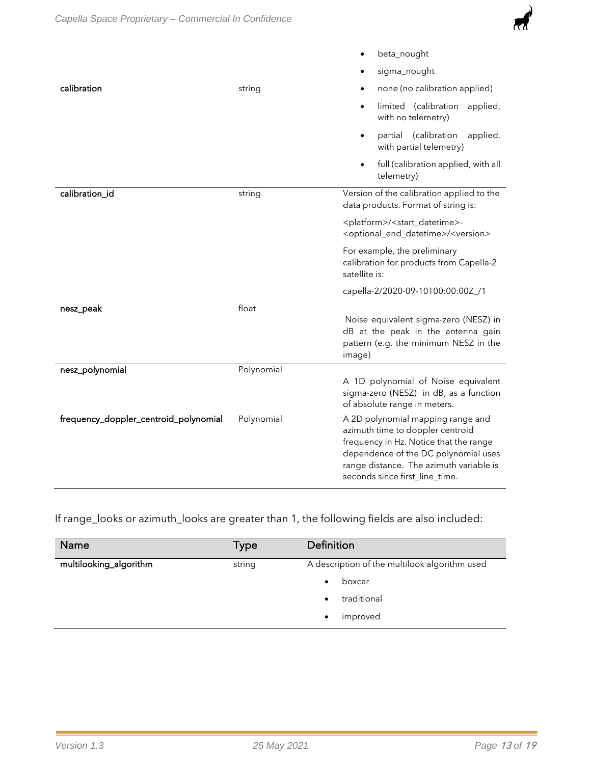| Name | Type | Definition |
|---|---|---|
| calibration | string | • beta_nought<br>• sigma_nought<br>• none (no calibration applied)<br>• limited (calibration applied, with no telemetry)<br>• partial (calibration applied, with partial telemetry)<br>• full (calibration applied, with all telemetry) |
| calibration_id | string | Version of the calibration applied to the data products. Format of string is:<br><br><platform>/<start_datetime>-<optional_end_datetime>/<version><br><br>For example, the preliminary calibration for products from Capella-2 satellite is:<br><br>capella-2/2020-09-10T00:00:00Z_/1 |
| nesz_peak | float | Noise equivalent sigma-zero (NESZ) in dB at the peak in the antenna gain pattern (e.g. the minimum NESZ in the image) |
| nesz_polynomial | Polynomial | A 1D polynomial of Noise equivalent sigma-zero (NESZ) in dB, as a function of absolute range in meters. |
| frequency_doppler_centroid_polynomial | Polynomial | A 2D polynomial mapping range and azimuth time to doppler centroid frequency in Hz. Notice that the range dependence of the DC polynomial uses range distance. The azimuth variable is seconds since first_line_time. |

If range_looks or azimuth_looks are greater than 1, the following fields are also included:

| Name | Type | Definition |
|---|---|---|
| multilooking_algorithm | string | A description of the multilook algorithm used<br>• boxcar<br>• traditional<br>• improved |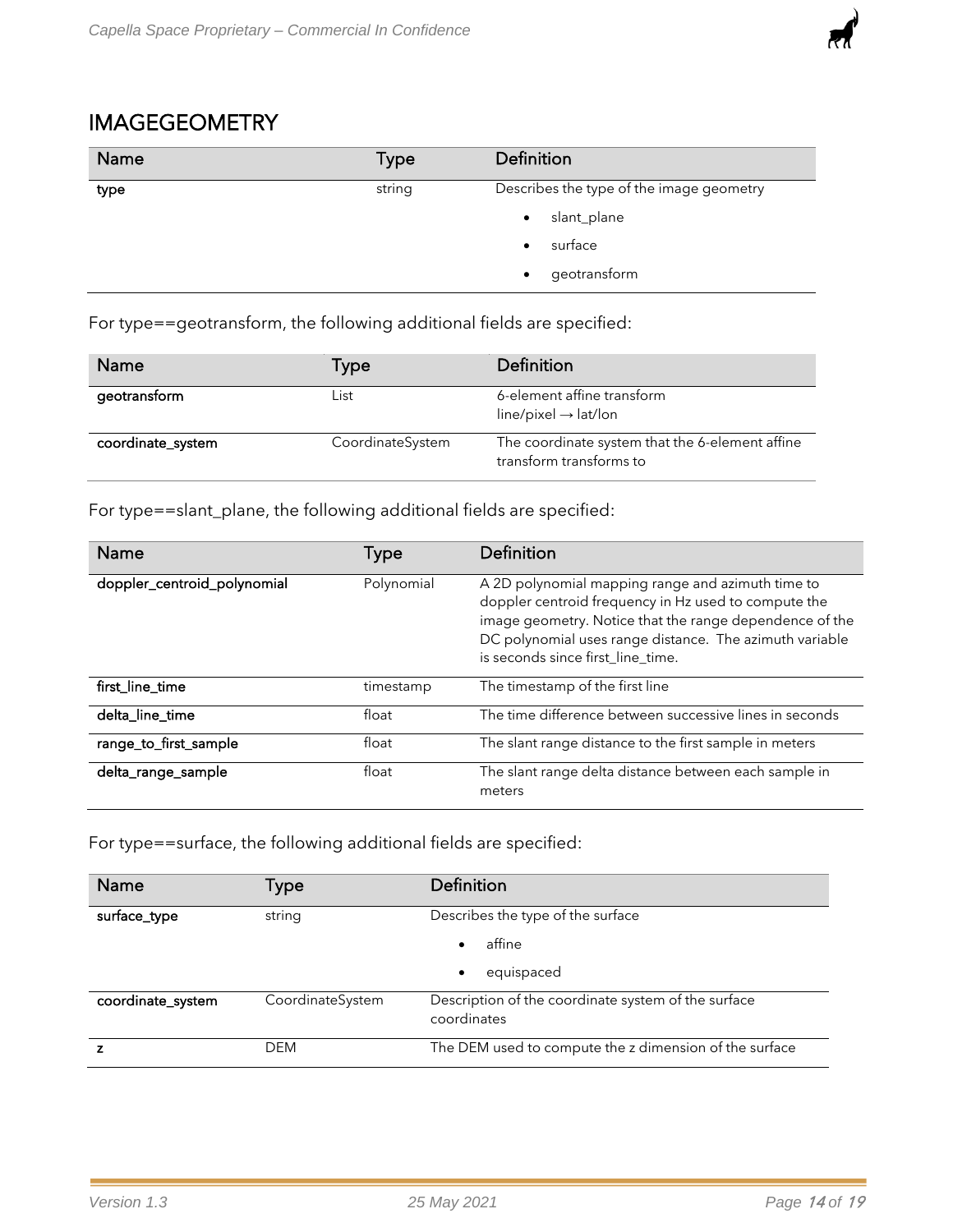## IMAGEGEOMETRY

| Name | Type | Definition |
|---|---|---|
| **type** | string | Describes the type of the image geometry<br>• slant_plane<br>• surface<br>• geotransform |

For type==geotransform, the following additional fields are specified:

| Name | Type | Definition |
|---|---|---|
| **geotransform** | List | 6-element affine transform<br>line/pixel → lat/lon |
| **coordinate_system** | CoordinateSystem | The coordinate system that the 6-element affine transform transforms to |

For type==slant_plane, the following additional fields are specified:

| Name | Type | Definition |
|---|---|---|
| **doppler_centroid_polynomial** | Polynomial | A 2D polynomial mapping range and azimuth time to doppler centroid frequency in Hz used to compute the image geometry. Notice that the range dependence of the DC polynomial uses range distance. The azimuth variable is seconds since first_line_time. |
| **first_line_time** | timestamp | The timestamp of the first line |
| **delta_line_time** | float | The time difference between successive lines in seconds |
| **range_to_first_sample** | float | The slant range distance to the first sample in meters |
| **delta_range_sample** | float | The slant range delta distance between each sample in meters |

For type==surface, the following additional fields are specified:

| Name | Type | Definition |
|---|---|---|
| **surface_type** | string | Describes the type of the surface<br>• affine<br>• equispaced |
| **coordinate_system** | CoordinateSystem | Description of the coordinate system of the surface coordinates |
| **z** | DEM | The DEM used to compute the z dimension of the surface |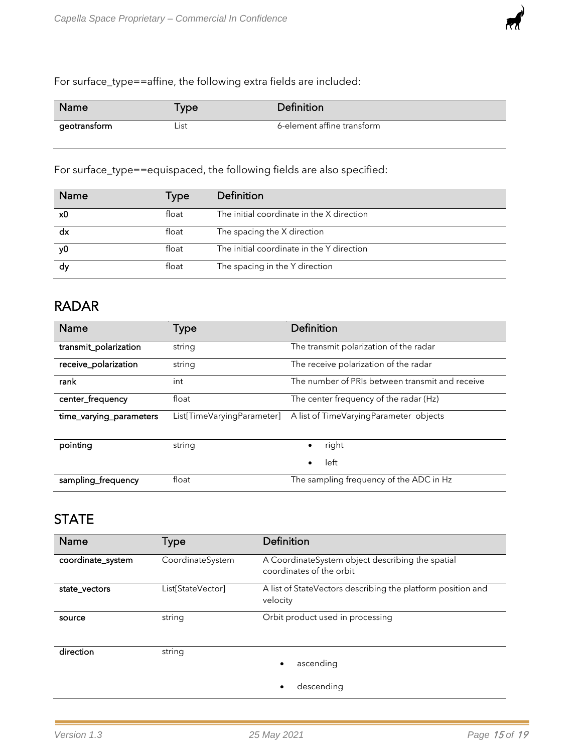For surface_type==affine, the following extra fields are included:

| Name | Type | Definition |
|---|---|---|
| **geotransform** | List | 6-element affine transform |

For surface_type==equispaced, the following fields are also specified:

| Name | Type | Definition |
|---|---|---|
| **x0** | float | The initial coordinate in the X direction |
| **dx** | float | The spacing the X direction |
| **y0** | float | The initial coordinate in the Y direction |
| **dy** | float | The spacing in the Y direction |

## RADAR

| Name | Type | Definition |
|---|---|---|
| **transmit_polarization** | string | The transmit polarization of the radar |
| **receive_polarization** | string | The receive polarization of the radar |
| **rank** | int | The number of PRIs between transmit and receive |
| **center_frequency** | float | The center frequency of the radar (Hz) |
| **time_varying_parameters** | List[TimeVaryingParameter] | A list of TimeVaryingParameter objects |
| **pointing** | string | • right<br>• left |
| **sampling_frequency** | float | The sampling frequency of the ADC in Hz |

## STATE

| Name | Type | Definition |
|---|---|---|
| **coordinate_system** | CoordinateSystem | A CoordinateSystem object describing the spatial coordinates of the orbit |
| **state_vectors** | List[StateVector] | A list of StateVectors describing the platform position and velocity |
| **source** | string | Orbit product used in processing |
| **direction** | string | • ascending<br>• descending |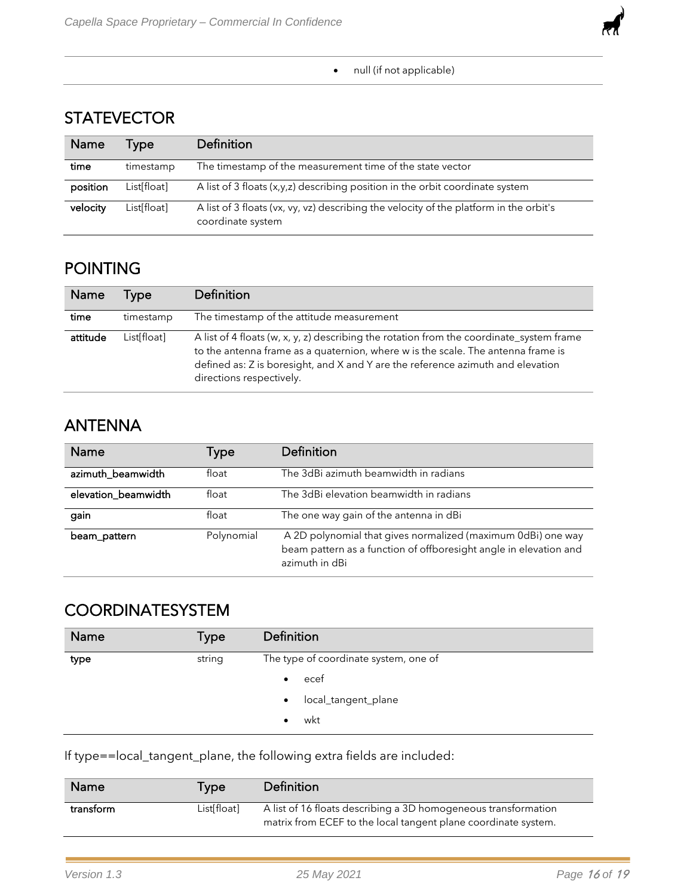- null (if not applicable)

## STATEVECTOR

| Name | Type | Definition |
|---|---|---|
| **time** | timestamp | The timestamp of the measurement time of the state vector |
| **position** | List[float] | A list of 3 floats (x,y,z) describing position in the orbit coordinate system |
| **velocity** | List[float] | A list of 3 floats (vx, vy, vz) describing the velocity of the platform in the orbit's coordinate system |

## POINTING

| Name | Type | Definition |
|---|---|---|
| **time** | timestamp | The timestamp of the attitude measurement |
| **attitude** | List[float] | A list of 4 floats (w, x, y, z) describing the rotation from the coordinate_system frame to the antenna frame as a quaternion, where w is the scale. The antenna frame is defined as: Z is boresight, and X and Y are the reference azimuth and elevation directions respectively. |

## ANTENNA

| Name | Type | Definition |
|---|---|---|
| **azimuth_beamwidth** | float | The 3dBi azimuth beamwidth in radians |
| **elevation_beamwidth** | float | The 3dBi elevation beamwidth in radians |
| **gain** | float | The one way gain of the antenna in dBi |
| **beam_pattern** | Polynomial | A 2D polynomial that gives normalized (maximum 0dBi) one way beam pattern as a function of offboresight angle in elevation and azimuth in dBi |

## COORDINATESYSTEM

| Name | Type | Definition |
|---|---|---|
| **type** | string | The type of coordinate system, one of <br>• ecef <br>• local_tangent_plane <br>• wkt |

If type==local_tangent_plane, the following extra fields are included:

| Name | Type | Definition |
|---|---|---|
| **transform** | List[float] | A list of 16 floats describing a 3D homogeneous transformation matrix from ECEF to the local tangent plane coordinate system. |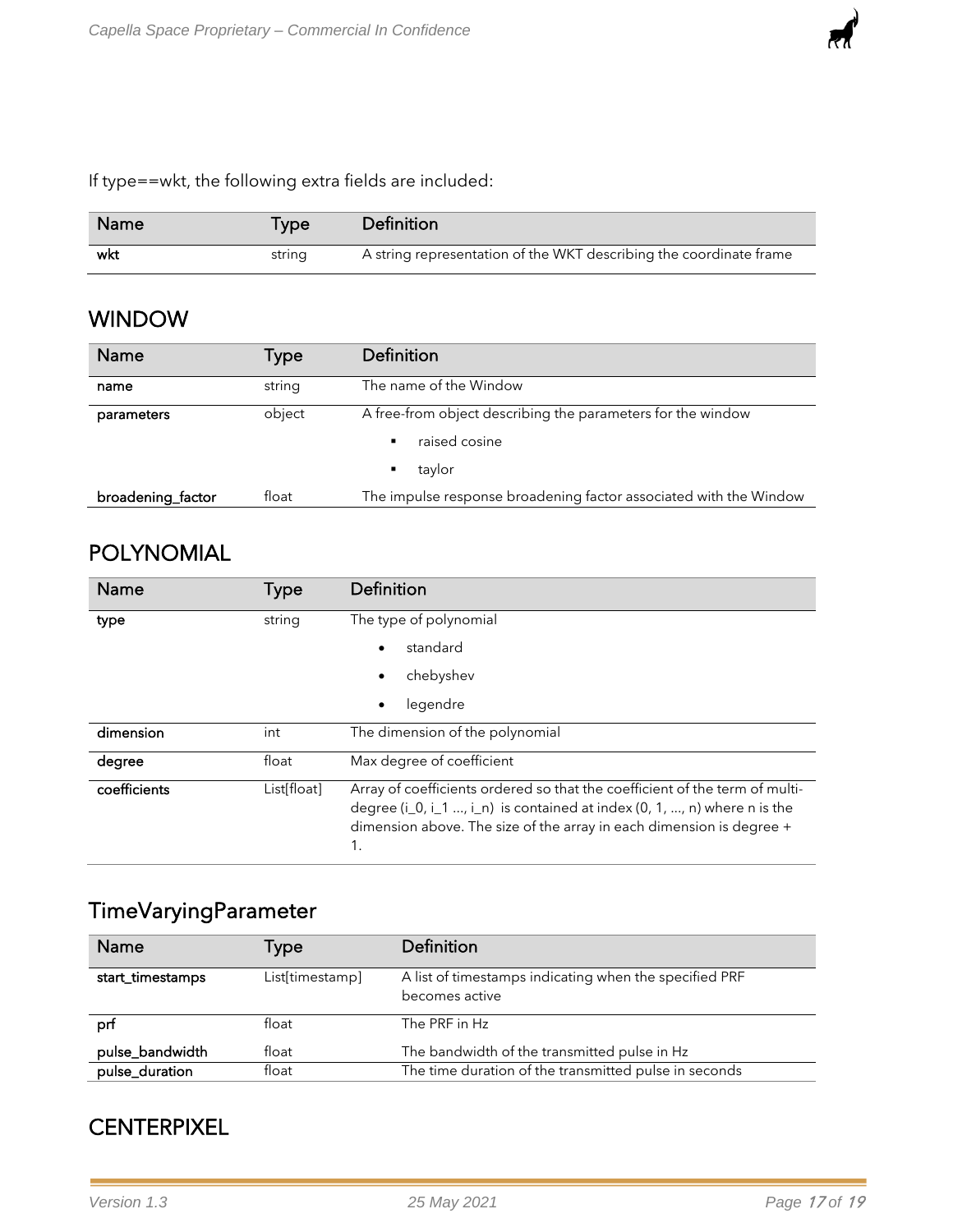If type==wkt, the following extra fields are included:

| Name | Type | Definition |
| --- | --- | --- |
| **wkt** | string | A string representation of the WKT describing the coordinate frame |

## WINDOW

| Name | Type | Definition |
| --- | --- | --- |
| **name** | string | The name of the Window |
| **parameters** | object | A free-from object describing the parameters for the window<br>▪ raised cosine<br>▪ taylor |
| **broadening_factor** | float | The impulse response broadening factor associated with the Window |

## POLYNOMIAL

| Name | Type | Definition |
| --- | --- | --- |
| **type** | string | The type of polynomial<br>• standard<br>• chebyshev<br>• legendre |
| **dimension** | int | The dimension of the polynomial |
| **degree** | float | Max degree of coefficient |
| **coefficients** | List[float] | Array of coefficients ordered so that the coefficient of the term of multi-degree (i_0, i_1 ..., i_n) is contained at index (0, 1, ..., n) where n is the dimension above. The size of the array in each dimension is degree + 1. |

## TimeVaryingParameter

| Name | Type | Definition |
| --- | --- | --- |
| **start_timestamps** | List[timestamp] | A list of timestamps indicating when the specified PRF becomes active |
| **prf** | float | The PRF in Hz |
| **pulse_bandwidth** | float | The bandwidth of the transmitted pulse in Hz |
| **pulse_duration** | float | The time duration of the transmitted pulse in seconds |

## CENTERPIXEL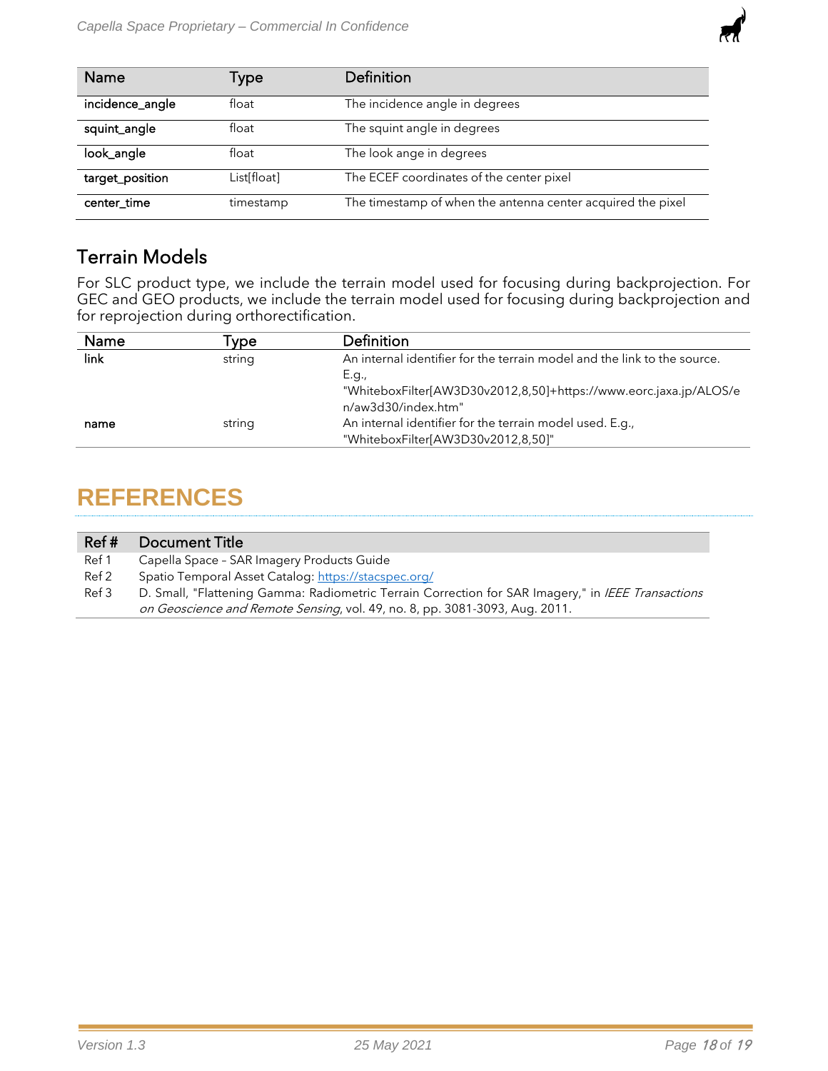| Name | Type | Definition |
| --- | --- | --- |
| **incidence_angle** | float | The incidence angle in degrees |
| **squint_angle** | float | The squint angle in degrees |
| **look_angle** | float | The look ange in degrees |
| **target_position** | List[float] | The ECEF coordinates of the center pixel |
| **center_time** | timestamp | The timestamp of when the antenna center acquired the pixel |

## Terrain Models

For SLC product type, we include the terrain model used for focusing during backprojection. For GEC and GEO products, we include the terrain model used for focusing during backprojection and for reprojection during orthorectification.

| Name | Type | Definition |
| --- | --- | --- |
| **link** | string | An internal identifier for the terrain model and the link to the source. E.g., "WhiteboxFilter[AW3D30v2012,8,50]+https://www.eorc.jaxa.jp/ALOS/en/aw3d30/index.htm" |
| **name** | string | An internal identifier for the terrain model used. E.g., "WhiteboxFilter[AW3D30v2012,8,50]" |

# REFERENCES

| Ref # | Document Title |
| --- | --- |
| Ref 1 | Capella Space – SAR Imagery Products Guide |
| Ref 2 | Spatio Temporal Asset Catalog: https://stacspec.org/ |
| Ref 3 | D. Small, "Flattening Gamma: Radiometric Terrain Correction for SAR Imagery," in *IEEE Transactions on Geoscience and Remote Sensing*, vol. 49, no. 8, pp. 3081-3093, Aug. 2011. |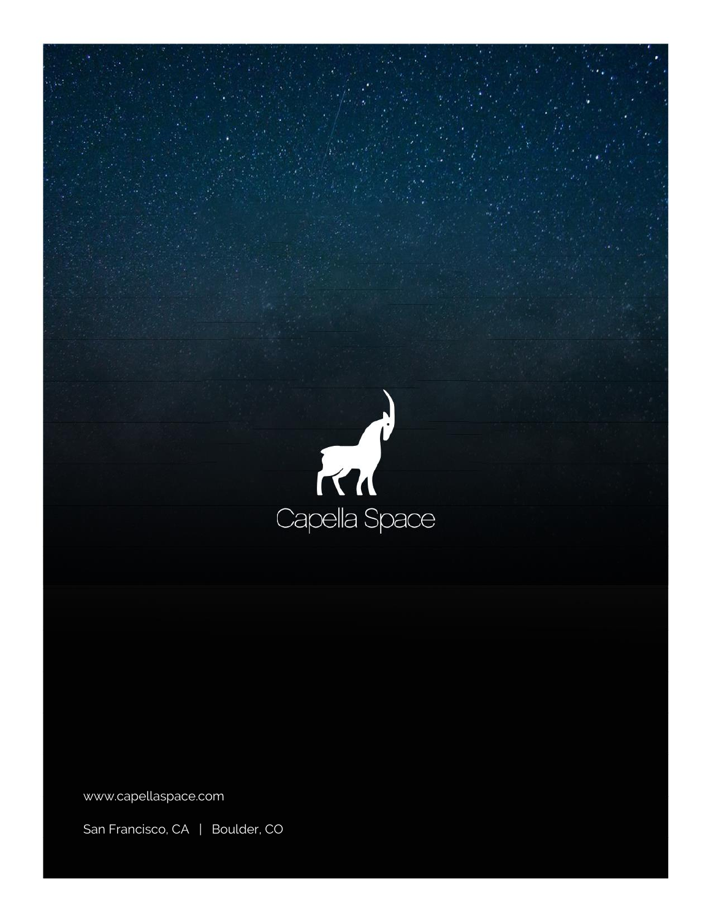Capella Space

www.capellaspace.com

San Francisco, CA | Boulder, CO